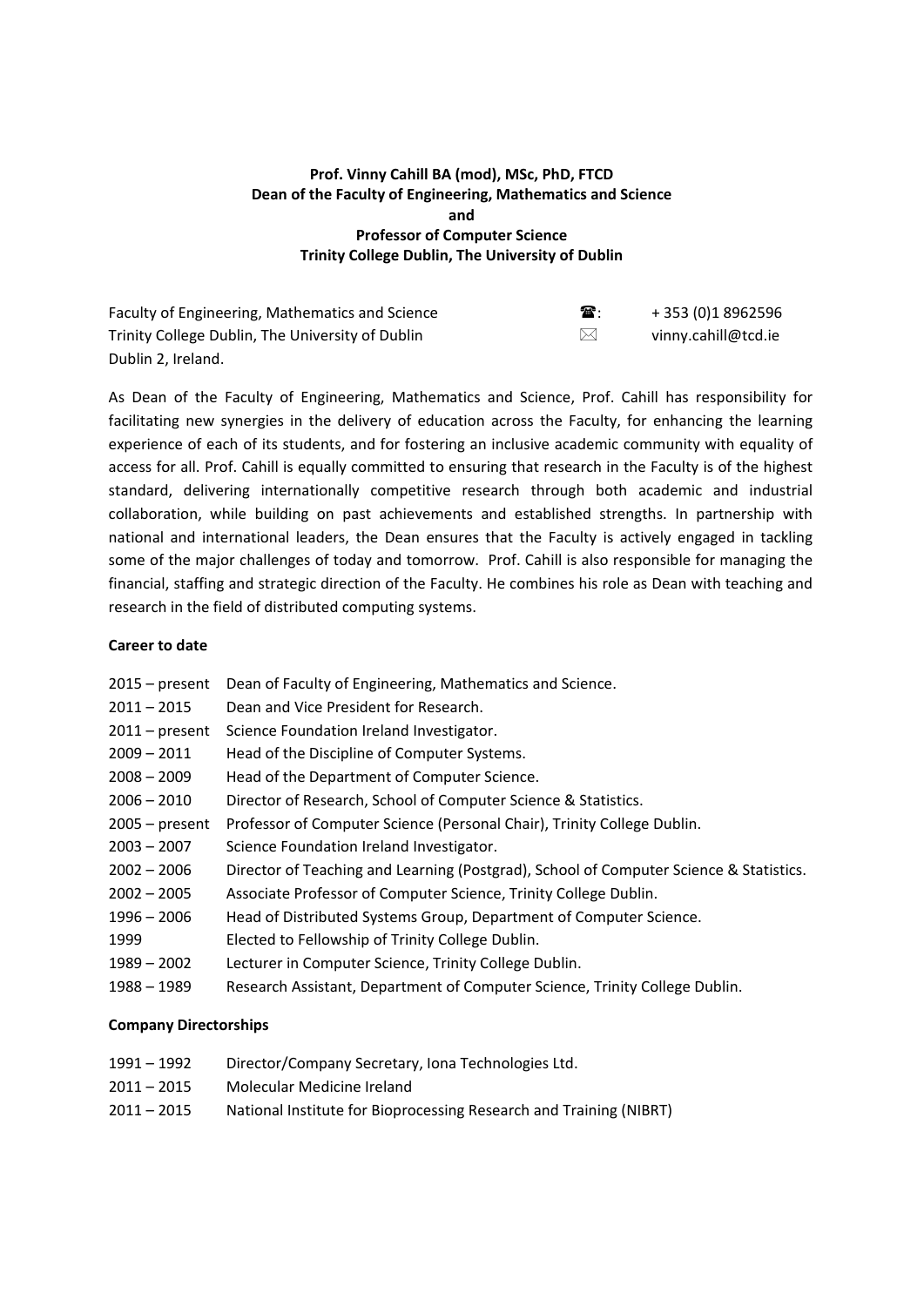**Prof. Vinny Cahill BA (mod), MSc, PhD, FTCD**
**Dean of the Faculty of Engineering, Mathematics and Science**
**and**
**Professor of Computer Science**
**Trinity College Dublin, The University of Dublin**

Faculty of Engineering, Mathematics and Science
Trinity College Dublin, The University of Dublin
Dublin 2, Ireland.

☎: + 353 (0)1 8962596
✉ vinny.cahill@tcd.ie

As Dean of the Faculty of Engineering, Mathematics and Science, Prof. Cahill has responsibility for facilitating new synergies in the delivery of education across the Faculty, for enhancing the learning experience of each of its students, and for fostering an inclusive academic community with equality of access for all. Prof. Cahill is equally committed to ensuring that research in the Faculty is of the highest standard, delivering internationally competitive research through both academic and industrial collaboration, while building on past achievements and established strengths. In partnership with national and international leaders, the Dean ensures that the Faculty is actively engaged in tackling some of the major challenges of today and tomorrow. Prof. Cahill is also responsible for managing the financial, staffing and strategic direction of the Faculty. He combines his role as Dean with teaching and research in the field of distributed computing systems.

**Career to date**

2015 – present Dean of Faculty of Engineering, Mathematics and Science.
2011 – 2015 Dean and Vice President for Research.
2011 – present Science Foundation Ireland Investigator.
2009 – 2011 Head of the Discipline of Computer Systems.
2008 – 2009 Head of the Department of Computer Science.
2006 – 2010 Director of Research, School of Computer Science & Statistics.
2005 – present Professor of Computer Science (Personal Chair), Trinity College Dublin.
2003 – 2007 Science Foundation Ireland Investigator.
2002 – 2006 Director of Teaching and Learning (Postgrad), School of Computer Science & Statistics.
2002 – 2005 Associate Professor of Computer Science, Trinity College Dublin.
1996 – 2006 Head of Distributed Systems Group, Department of Computer Science.
1999 Elected to Fellowship of Trinity College Dublin.
1989 – 2002 Lecturer in Computer Science, Trinity College Dublin.
1988 – 1989 Research Assistant, Department of Computer Science, Trinity College Dublin.

**Company Directorships**

1991 – 1992 Director/Company Secretary, Iona Technologies Ltd.
2011 – 2015 Molecular Medicine Ireland
2011 – 2015 National Institute for Bioprocessing Research and Training (NIBRT)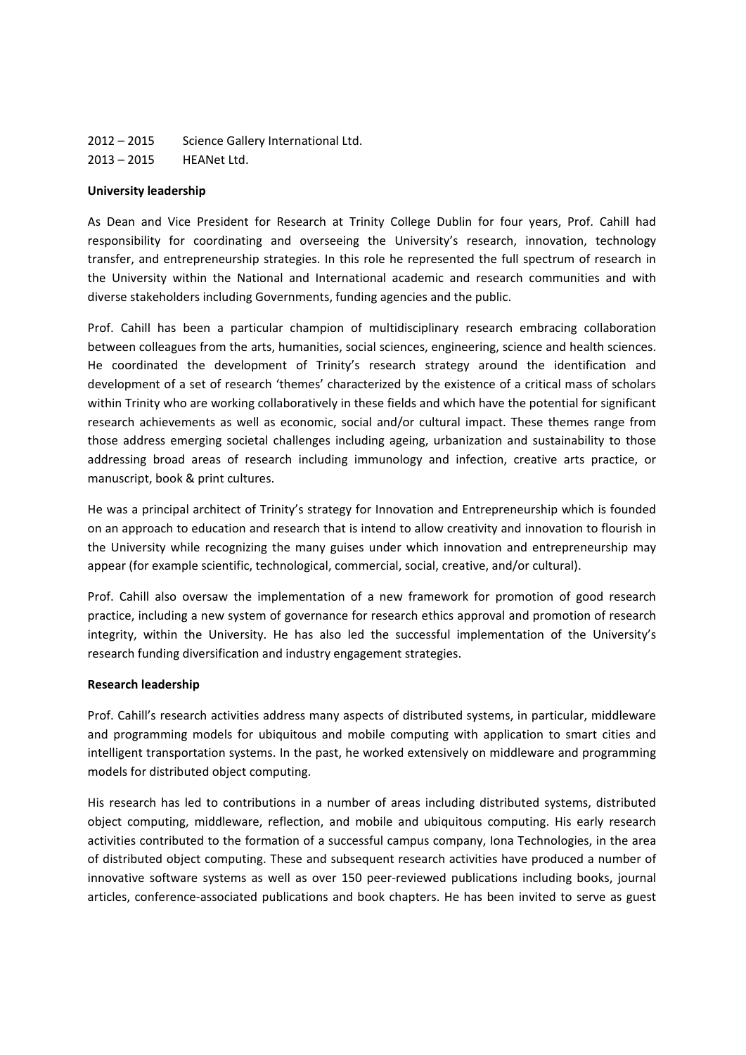2012 – 2015 Science Gallery International Ltd.

2013 – 2015 HEANet Ltd.

**University leadership**

As Dean and Vice President for Research at Trinity College Dublin for four years, Prof. Cahill had responsibility for coordinating and overseeing the University's research, innovation, technology transfer, and entrepreneurship strategies. In this role he represented the full spectrum of research in the University within the National and International academic and research communities and with diverse stakeholders including Governments, funding agencies and the public.

Prof. Cahill has been a particular champion of multidisciplinary research embracing collaboration between colleagues from the arts, humanities, social sciences, engineering, science and health sciences. He coordinated the development of Trinity's research strategy around the identification and development of a set of research 'themes' characterized by the existence of a critical mass of scholars within Trinity who are working collaboratively in these fields and which have the potential for significant research achievements as well as economic, social and/or cultural impact. These themes range from those address emerging societal challenges including ageing, urbanization and sustainability to those addressing broad areas of research including immunology and infection, creative arts practice, or manuscript, book & print cultures.

He was a principal architect of Trinity's strategy for Innovation and Entrepreneurship which is founded on an approach to education and research that is intend to allow creativity and innovation to flourish in the University while recognizing the many guises under which innovation and entrepreneurship may appear (for example scientific, technological, commercial, social, creative, and/or cultural).

Prof. Cahill also oversaw the implementation of a new framework for promotion of good research practice, including a new system of governance for research ethics approval and promotion of research integrity, within the University. He has also led the successful implementation of the University's research funding diversification and industry engagement strategies.

**Research leadership**

Prof. Cahill's research activities address many aspects of distributed systems, in particular, middleware and programming models for ubiquitous and mobile computing with application to smart cities and intelligent transportation systems. In the past, he worked extensively on middleware and programming models for distributed object computing.

His research has led to contributions in a number of areas including distributed systems, distributed object computing, middleware, reflection, and mobile and ubiquitous computing. His early research activities contributed to the formation of a successful campus company, Iona Technologies, in the area of distributed object computing. These and subsequent research activities have produced a number of innovative software systems as well as over 150 peer-reviewed publications including books, journal articles, conference-associated publications and book chapters. He has been invited to serve as guest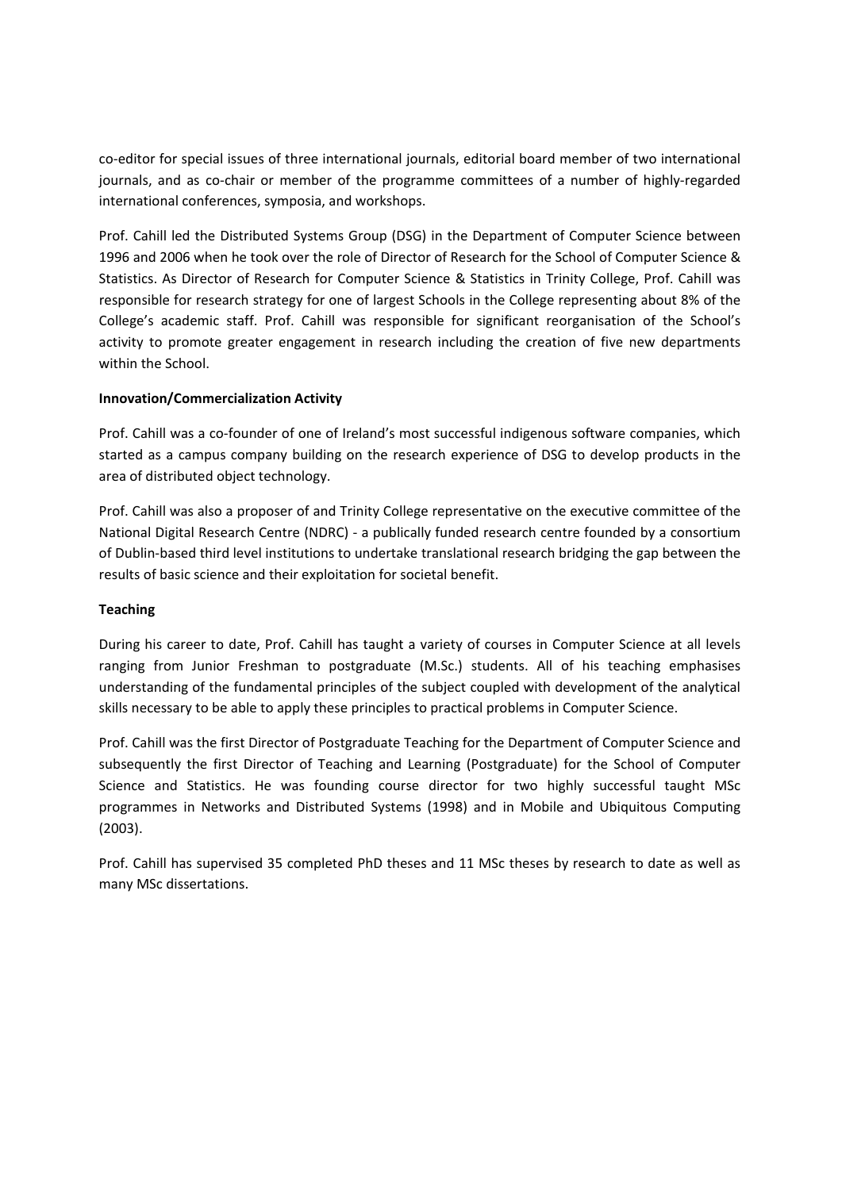co-editor for special issues of three international journals, editorial board member of two international journals, and as co-chair or member of the programme committees of a number of highly-regarded international conferences, symposia, and workshops.

Prof. Cahill led the Distributed Systems Group (DSG) in the Department of Computer Science between 1996 and 2006 when he took over the role of Director of Research for the School of Computer Science & Statistics. As Director of Research for Computer Science & Statistics in Trinity College, Prof. Cahill was responsible for research strategy for one of largest Schools in the College representing about 8% of the College's academic staff. Prof. Cahill was responsible for significant reorganisation of the School's activity to promote greater engagement in research including the creation of five new departments within the School.

**Innovation/Commercialization Activity**

Prof. Cahill was a co-founder of one of Ireland's most successful indigenous software companies, which started as a campus company building on the research experience of DSG to develop products in the area of distributed object technology.

Prof. Cahill was also a proposer of and Trinity College representative on the executive committee of the National Digital Research Centre (NDRC) - a publically funded research centre founded by a consortium of Dublin-based third level institutions to undertake translational research bridging the gap between the results of basic science and their exploitation for societal benefit.

**Teaching**

During his career to date, Prof. Cahill has taught a variety of courses in Computer Science at all levels ranging from Junior Freshman to postgraduate (M.Sc.) students. All of his teaching emphasises understanding of the fundamental principles of the subject coupled with development of the analytical skills necessary to be able to apply these principles to practical problems in Computer Science.

Prof. Cahill was the first Director of Postgraduate Teaching for the Department of Computer Science and subsequently the first Director of Teaching and Learning (Postgraduate) for the School of Computer Science and Statistics. He was founding course director for two highly successful taught MSc programmes in Networks and Distributed Systems (1998) and in Mobile and Ubiquitous Computing (2003).

Prof. Cahill has supervised 35 completed PhD theses and 11 MSc theses by research to date as well as many MSc dissertations.